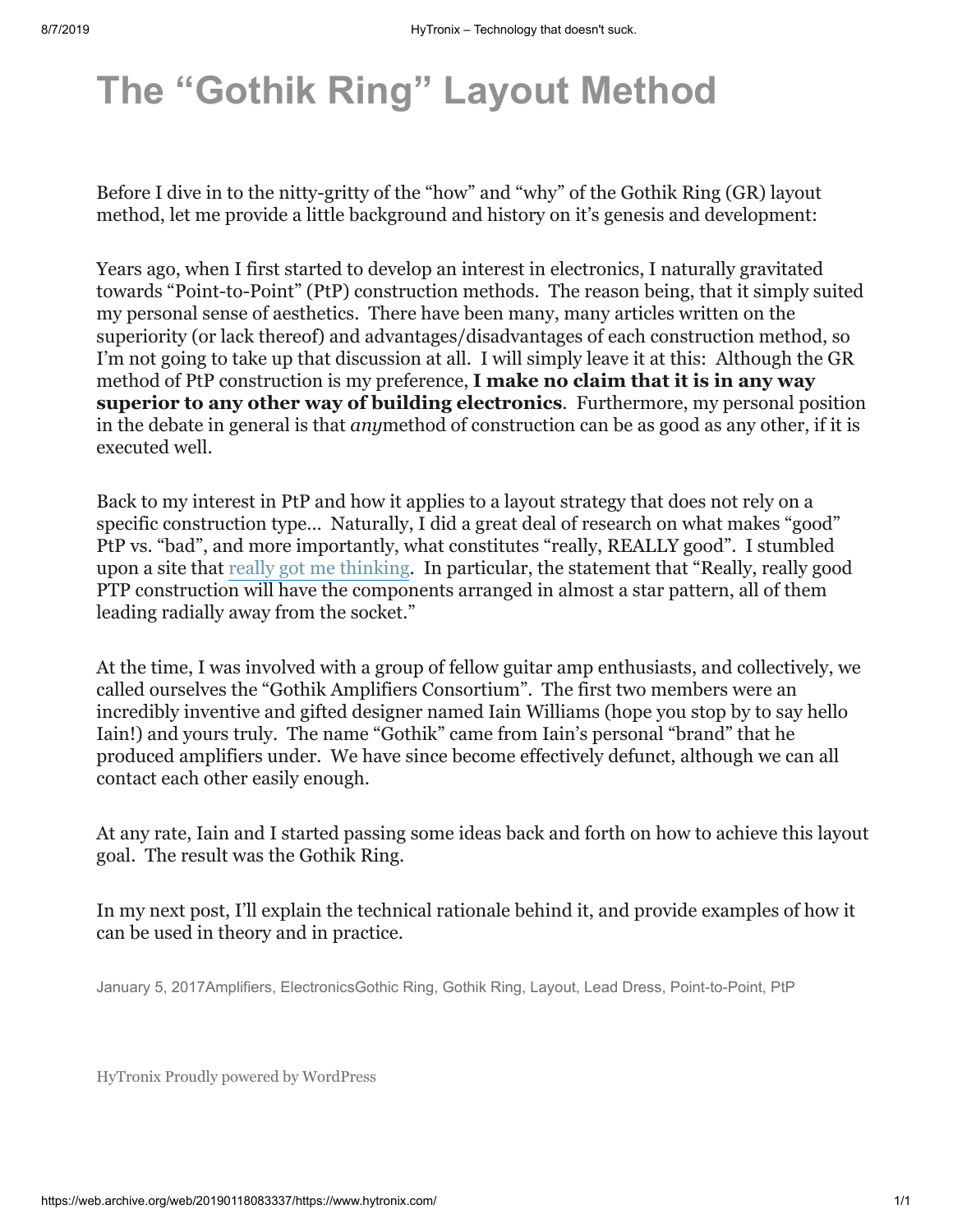# The "Gothik Ring" Layout Method

Before I dive in to the nitty-gritty of the "how" and "why" of the Gothik Ring (GR) layout method, let me provide a little background and history on it's genesis and development:

Years ago, when I first started to develop an interest in electronics, I naturally gravitated towards "Point-to-Point" (PtP) construction methods. The reason being, that it simply suited my personal sense of aesthetics. There have been many, many articles written on the superiority (or lack thereof) and advantages/disadvantages of each construction method, so I'm not going to take up that discussion at all. I will simply leave it at this: Although the GR method of PtP construction is my preference, **I make no claim that it is in any way superior to any other way of building electronics**. Furthermore, my personal position in the debate in general is that *any*method of construction can be as good as any other, if it is executed well.

Back to my interest in PtP and how it applies to a layout strategy that does not rely on a specific construction type… Naturally, I did a great deal of research on what makes "good" PtP vs. "bad", and more importantly, what constitutes "really, REALLY good". I stumbled upon a site that really got me thinking. In particular, the statement that "Really, really good PTP construction will have the components arranged in almost a star pattern, all of them leading radially away from the socket."

At the time, I was involved with a group of fellow guitar amp enthusiasts, and collectively, we called ourselves the "Gothik Amplifiers Consortium". The first two members were an incredibly inventive and gifted designer named Iain Williams (hope you stop by to say hello Iain!) and yours truly. The name "Gothik" came from Iain's personal "brand" that he produced amplifiers under. We have since become effectively defunct, although we can all contact each other easily enough.

At any rate, Iain and I started passing some ideas back and forth on how to achieve this layout goal. The result was the Gothik Ring.

In my next post, I'll explain the technical rationale behind it, and provide examples of how it can be used in theory and in practice.

January 5, 2017Amplifiers, ElectronicsGothic Ring, Gothik Ring, Layout, Lead Dress, Point-to-Point, PtP

HyTronix Proudly powered by WordPress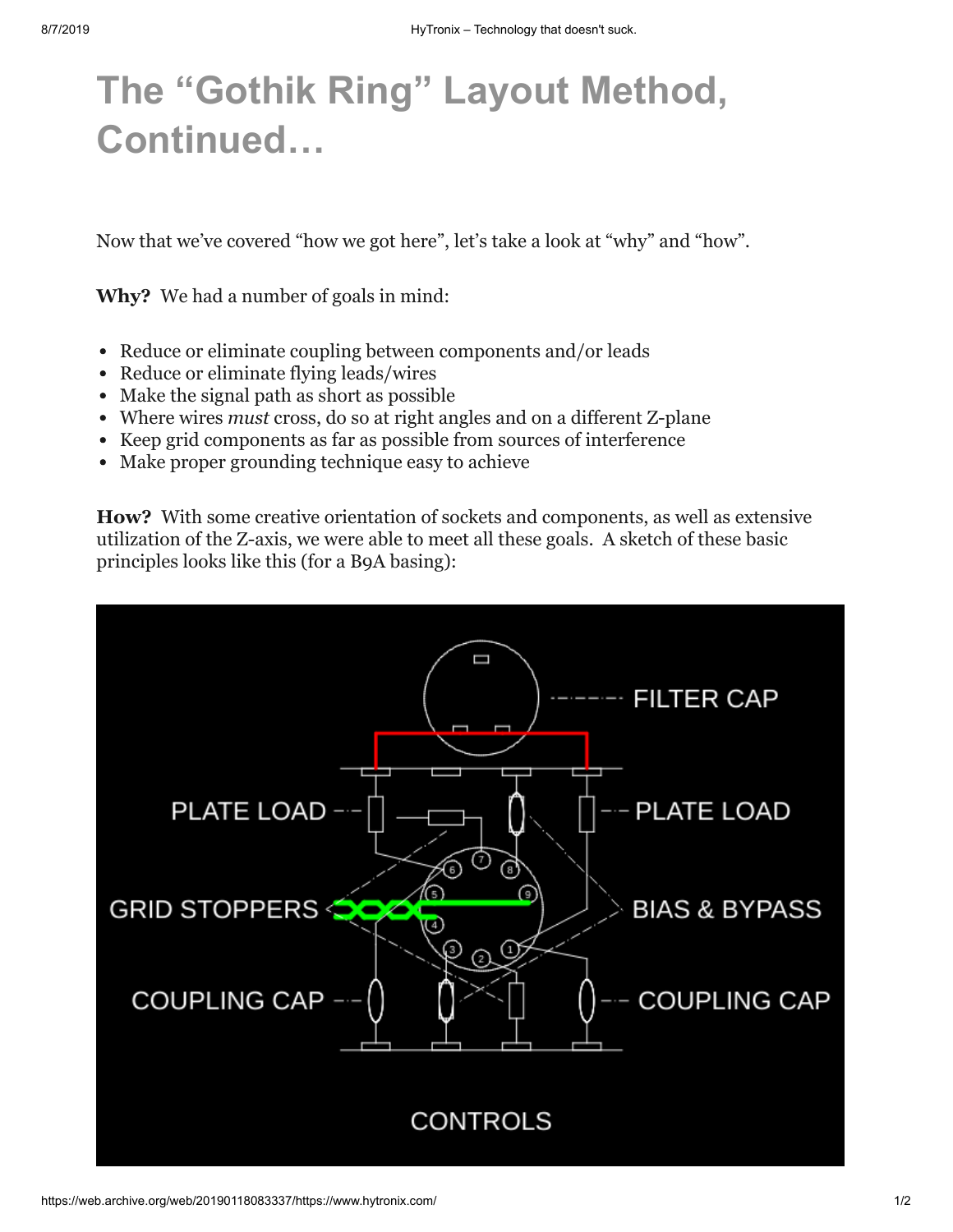# The "Gothik Ring" Layout Method, Continued…

Now that we've covered "how we got here", let's take a look at "why" and "how".

**Why?** We had a number of goals in mind:

- Reduce or eliminate coupling between components and/or leads
- Reduce or eliminate flying leads/wires
- Make the signal path as short as possible
- Where wires *must* cross, do so at right angles and on a different Z-plane
- Keep grid components as far as possible from sources of interference
- Make proper grounding technique easy to achieve

**How?** With some creative orientation of sockets and components, as well as extensive utilization of the Z-axis, we were able to meet all these goals. A sketch of these basic principles looks like this (for a B9A basing):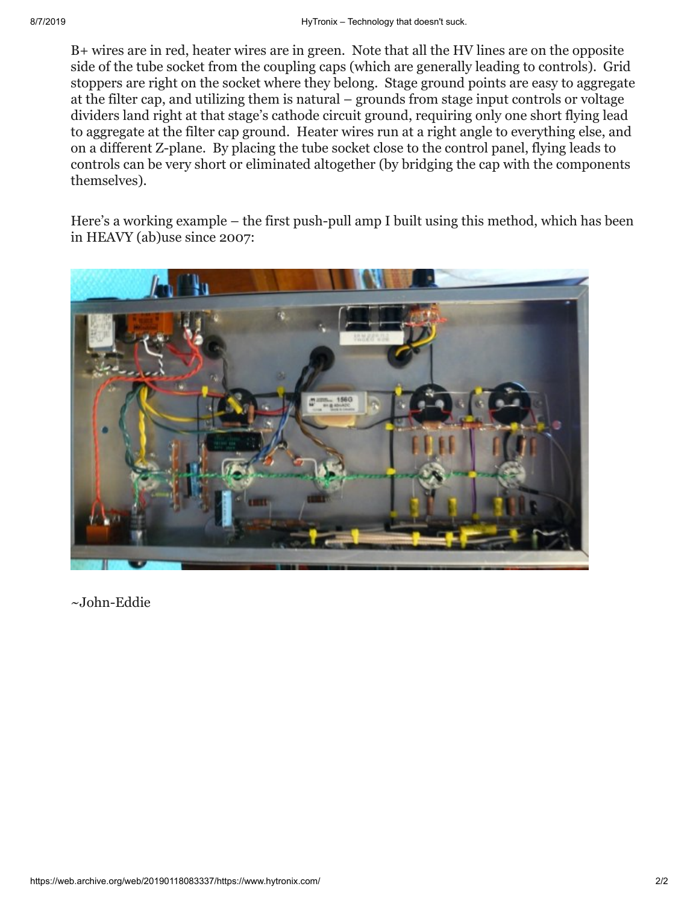B+ wires are in red, heater wires are in green. Note that all the HV lines are on the opposite side of the tube socket from the coupling caps (which are generally leading to controls). Grid stoppers are right on the socket where they belong. Stage ground points are easy to aggregate at the filter cap, and utilizing them is natural – grounds from stage input controls or voltage dividers land right at that stage's cathode circuit ground, requiring only one short flying lead to aggregate at the filter cap ground. Heater wires run at a right angle to everything else, and on a different Z-plane. By placing the tube socket close to the control panel, flying leads to controls can be very short or eliminated altogether (by bridging the cap with the components themselves).

Here's a working example – the first push-pull amp I built using this method, which has been in HEAVY (ab)use since 2007:

~John-Eddie